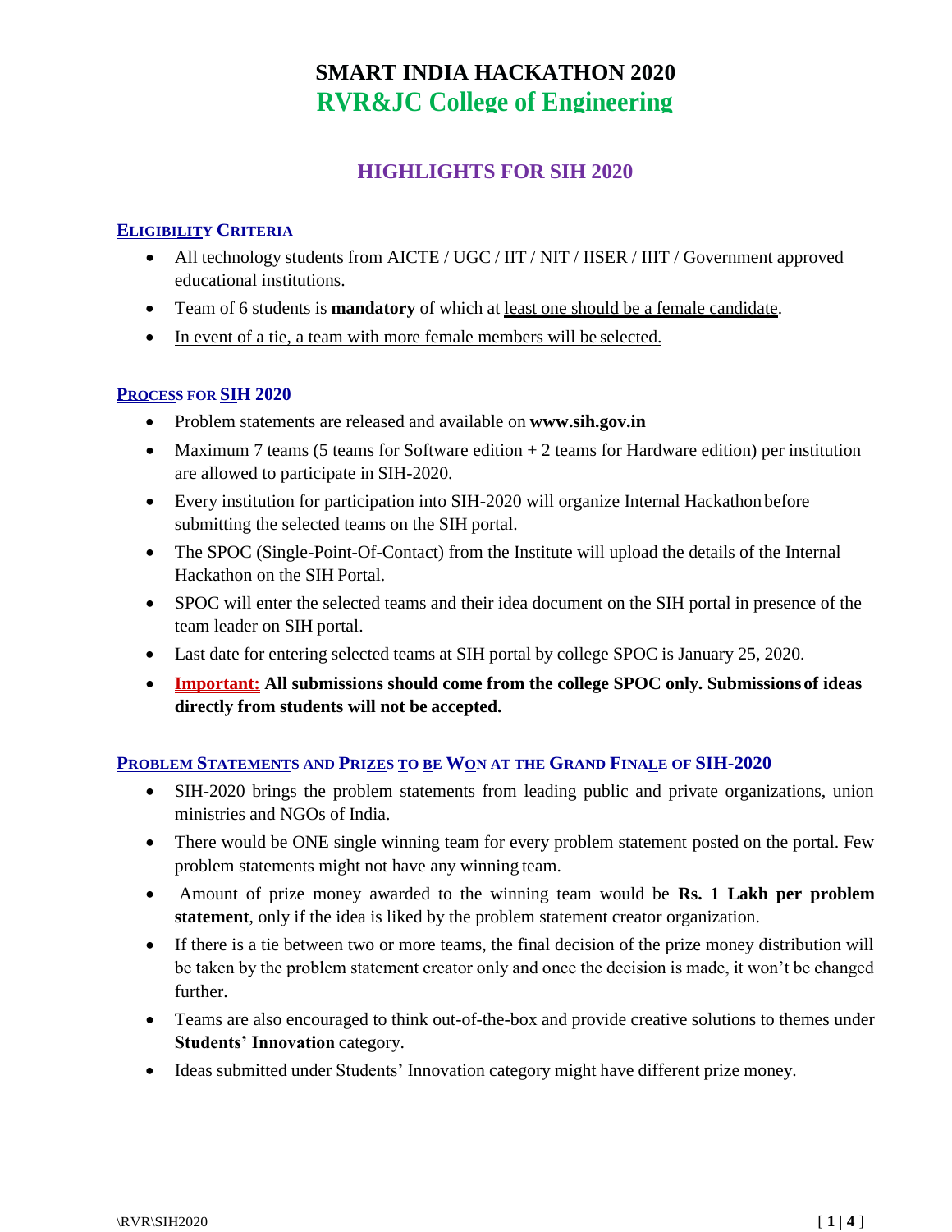# SMART INDIA HACKATHON 2020
# RVR&JC College of Engineering

## HIGHLIGHTS FOR SIH 2020

### ELIGIBILITY CRITERIA

- All technology students from AICTE / UGC / IIT / NIT / IISER / IIIT / Government approved educational institutions.
- Team of 6 students is **mandatory** of which at least one should be a female candidate.
- In event of a tie, a team with more female members will be selected.

### PROCESS FOR SIH 2020

- Problem statements are released and available on **www.sih.gov.in**
- Maximum 7 teams (5 teams for Software edition + 2 teams for Hardware edition) per institution are allowed to participate in SIH-2020.
- Every institution for participation into SIH-2020 will organize Internal Hackathon before submitting the selected teams on the SIH portal.
- The SPOC (Single-Point-Of-Contact) from the Institute will upload the details of the Internal Hackathon on the SIH Portal.
- SPOC will enter the selected teams and their idea document on the SIH portal in presence of the team leader on SIH portal.
- Last date for entering selected teams at SIH portal by college SPOC is January 25, 2020.
- **Important: All submissions should come from the college SPOC only. Submissions of ideas directly from students will not be accepted.**

### PROBLEM STATEMENTS AND PRIZES TO BE WON AT THE GRAND FINALE OF SIH-2020

- SIH-2020 brings the problem statements from leading public and private organizations, union ministries and NGOs of India.
- There would be ONE single winning team for every problem statement posted on the portal. Few problem statements might not have any winning team.
- Amount of prize money awarded to the winning team would be **Rs. 1 Lakh per problem statement**, only if the idea is liked by the problem statement creator organization.
- If there is a tie between two or more teams, the final decision of the prize money distribution will be taken by the problem statement creator only and once the decision is made, it won't be changed further.
- Teams are also encouraged to think out-of-the-box and provide creative solutions to themes under **Students' Innovation** category.
- Ideas submitted under Students' Innovation category might have different prize money.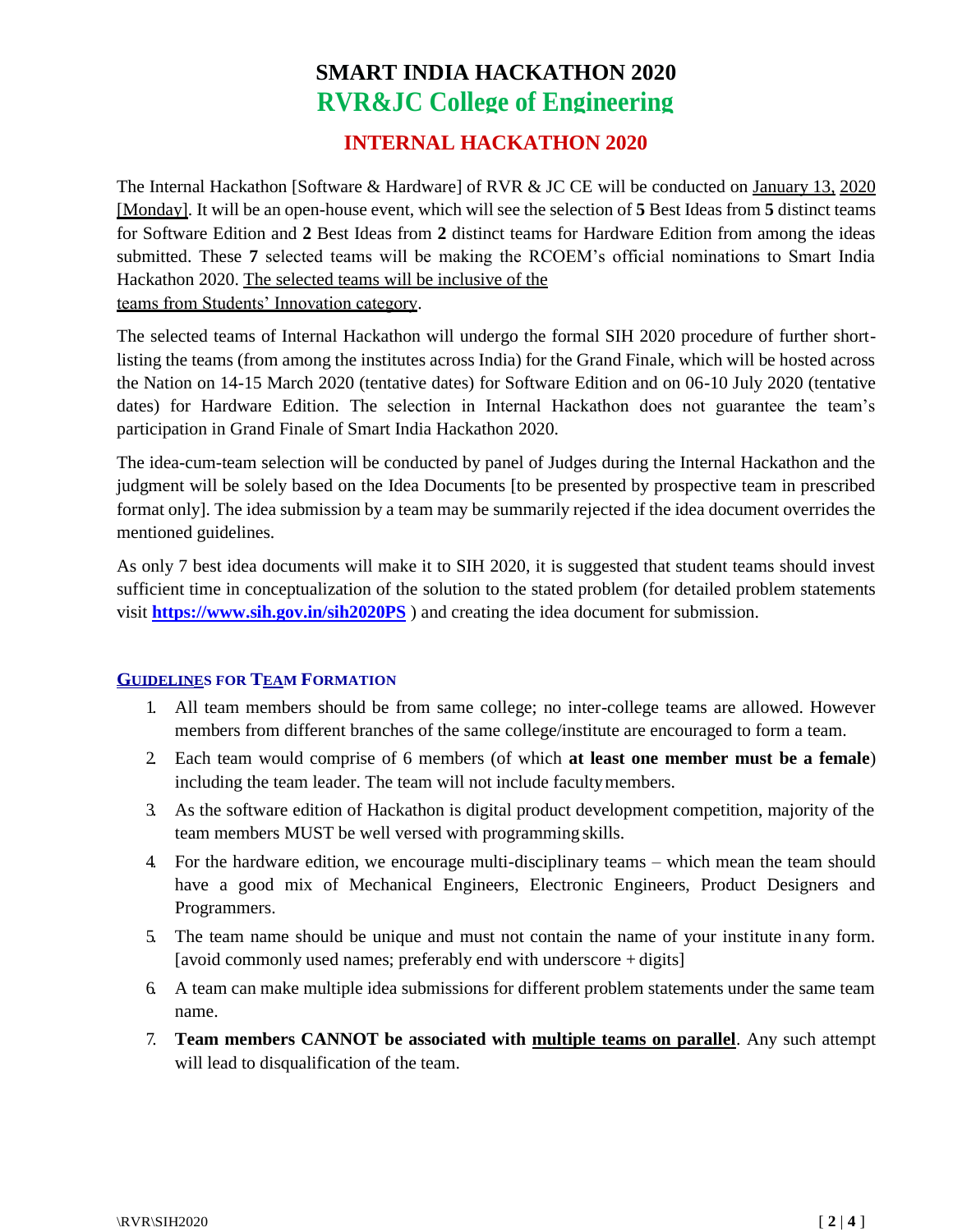# SMART INDIA HACKATHON 2020
# RVR&JC College of Engineering

## INTERNAL HACKATHON 2020

The Internal Hackathon [Software & Hardware] of RVR & JC CE will be conducted on January 13, 2020 [Monday]. It will be an open-house event, which will see the selection of **5** Best Ideas from **5** distinct teams for Software Edition and **2** Best Ideas from **2** distinct teams for Hardware Edition from among the ideas submitted. These **7** selected teams will be making the RCOEM's official nominations to Smart India Hackathon 2020. The selected teams will be inclusive of the teams from Students' Innovation category.

The selected teams of Internal Hackathon will undergo the formal SIH 2020 procedure of further short-listing the teams (from among the institutes across India) for the Grand Finale, which will be hosted across the Nation on 14-15 March 2020 (tentative dates) for Software Edition and on 06-10 July 2020 (tentative dates) for Hardware Edition. The selection in Internal Hackathon does not guarantee the team's participation in Grand Finale of Smart India Hackathon 2020.

The idea-cum-team selection will be conducted by panel of Judges during the Internal Hackathon and the judgment will be solely based on the Idea Documents [to be presented by prospective team in prescribed format only]. The idea submission by a team may be summarily rejected if the idea document overrides the mentioned guidelines.

As only 7 best idea documents will make it to SIH 2020, it is suggested that student teams should invest sufficient time in conceptualization of the solution to the stated problem (for detailed problem statements visit **https://www.sih.gov.in/sih2020PS** ) and creating the idea document for submission.

### GUIDELINES FOR TEAM FORMATION

1. All team members should be from same college; no inter-college teams are allowed. However members from different branches of the same college/institute are encouraged to form a team.
2. Each team would comprise of 6 members (of which **at least one member must be a female**) including the team leader. The team will not include faculty members.
3. As the software edition of Hackathon is digital product development competition, majority of the team members MUST be well versed with programming skills.
4. For the hardware edition, we encourage multi-disciplinary teams – which mean the team should have a good mix of Mechanical Engineers, Electronic Engineers, Product Designers and Programmers.
5. The team name should be unique and must not contain the name of your institute in any form. [avoid commonly used names; preferably end with underscore + digits]
6. A team can make multiple idea submissions for different problem statements under the same team name.
7. **Team members CANNOT be associated with multiple teams on parallel**. Any such attempt will lead to disqualification of the team.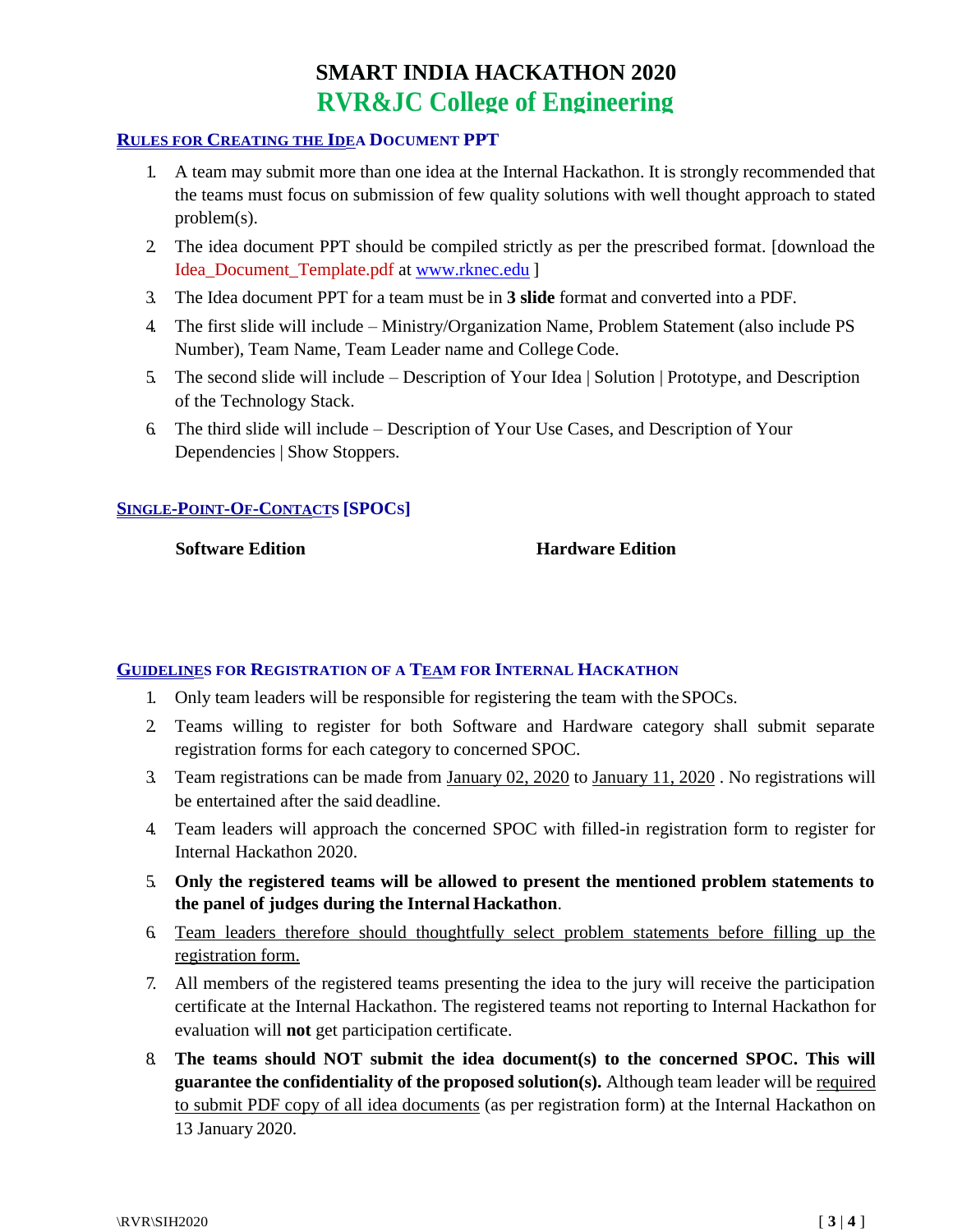# SMART INDIA HACKATHON 2020
# RVR&JC College of Engineering

## RULES FOR CREATING THE IDEA DOCUMENT PPT

1. A team may submit more than one idea at the Internal Hackathon. It is strongly recommended that the teams must focus on submission of few quality solutions with well thought approach to stated problem(s).
2. The idea document PPT should be compiled strictly as per the prescribed format. [download the Idea_Document_Template.pdf at www.rknec.edu ]
3. The Idea document PPT for a team must be in **3 slide** format and converted into a PDF.
4. The first slide will include – Ministry/Organization Name, Problem Statement (also include PS Number), Team Name, Team Leader name and College Code.
5. The second slide will include – Description of Your Idea | Solution | Prototype, and Description of the Technology Stack.
6. The third slide will include – Description of Your Use Cases, and Description of Your Dependencies | Show Stoppers.

## SINGLE-POINT-OF-CONTACTS [SPOCS]

| **Software Edition** | **Hardware Edition** |
| --- | --- |

## GUIDELINES FOR REGISTRATION OF A TEAM FOR INTERNAL HACKATHON

1. Only team leaders will be responsible for registering the team with the SPOCs.
2. Teams willing to register for both Software and Hardware category shall submit separate registration forms for each category to concerned SPOC.
3. Team registrations can be made from January 02, 2020 to January 11, 2020 . No registrations will be entertained after the said deadline.
4. Team leaders will approach the concerned SPOC with filled-in registration form to register for Internal Hackathon 2020.
5. **Only the registered teams will be allowed to present the mentioned problem statements to the panel of judges during the Internal Hackathon**.
6. Team leaders therefore should thoughtfully select problem statements before filling up the registration form.
7. All members of the registered teams presenting the idea to the jury will receive the participation certificate at the Internal Hackathon. The registered teams not reporting to Internal Hackathon for evaluation will **not** get participation certificate.
8. **The teams should NOT submit the idea document(s) to the concerned SPOC. This will guarantee the confidentiality of the proposed solution(s).** Although team leader will be required to submit PDF copy of all idea documents (as per registration form) at the Internal Hackathon on 13 January 2020.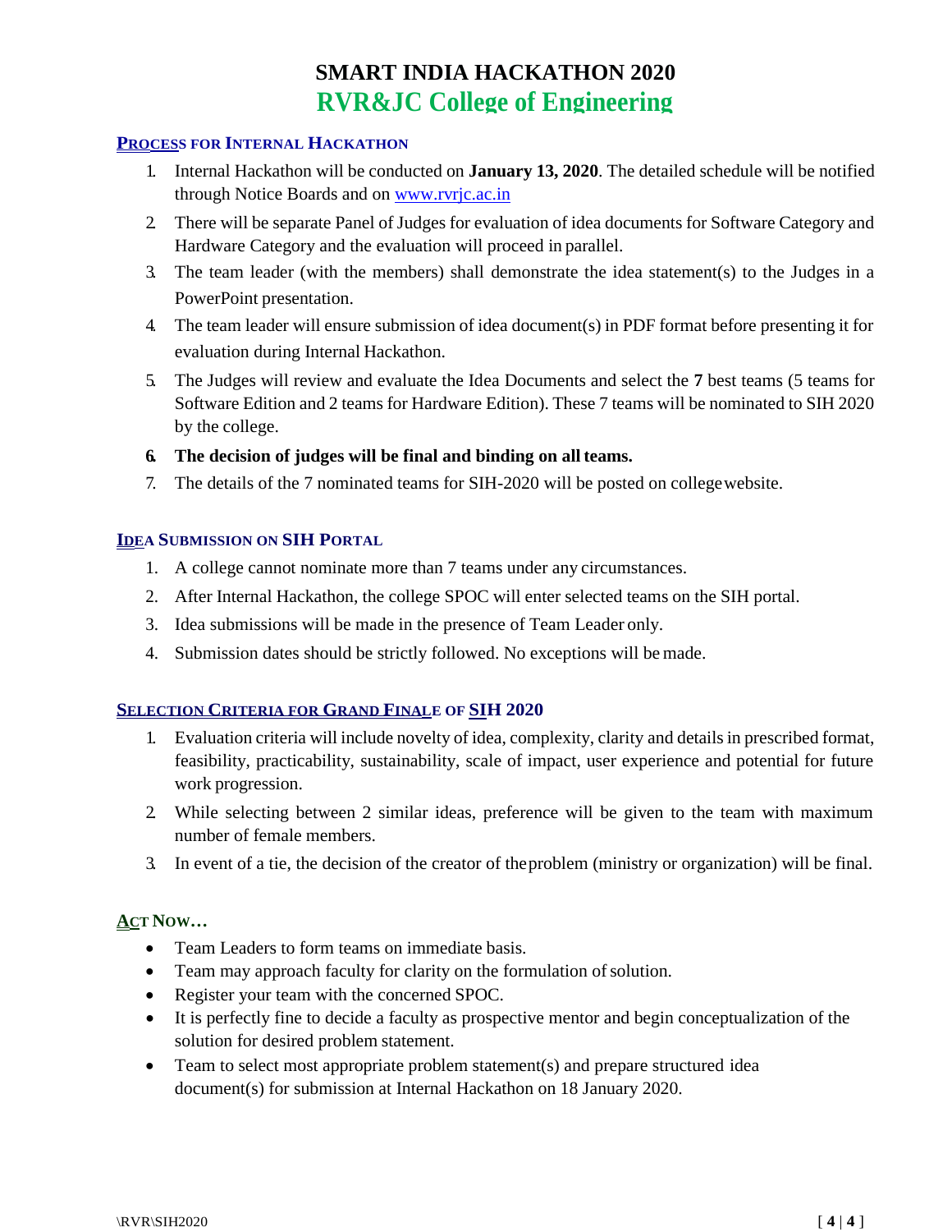# SMART INDIA HACKATHON 2020
## RVR&JC College of Engineering

### PROCESS FOR INTERNAL HACKATHON

1. Internal Hackathon will be conducted on **January 13, 2020**. The detailed schedule will be notified through Notice Boards and on www.rvrjc.ac.in
2. There will be separate Panel of Judges for evaluation of idea documents for Software Category and Hardware Category and the evaluation will proceed in parallel.
3. The team leader (with the members) shall demonstrate the idea statement(s) to the Judges in a PowerPoint presentation.
4. The team leader will ensure submission of idea document(s) in PDF format before presenting it for evaluation during Internal Hackathon.
5. The Judges will review and evaluate the Idea Documents and select the **7** best teams (5 teams for Software Edition and 2 teams for Hardware Edition). These 7 teams will be nominated to SIH 2020 by the college.
6. **The decision of judges will be final and binding on all teams.**
7. The details of the 7 nominated teams for SIH-2020 will be posted on college website.

### IDEA SUBMISSION ON SIH PORTAL

1. A college cannot nominate more than 7 teams under any circumstances.
2. After Internal Hackathon, the college SPOC will enter selected teams on the SIH portal.
3. Idea submissions will be made in the presence of Team Leader only.
4. Submission dates should be strictly followed. No exceptions will be made.

### SELECTION CRITERIA FOR GRAND FINALE OF SIH 2020

1. Evaluation criteria will include novelty of idea, complexity, clarity and details in prescribed format, feasibility, practicability, sustainability, scale of impact, user experience and potential for future work progression.
2. While selecting between 2 similar ideas, preference will be given to the team with maximum number of female members.
3. In event of a tie, the decision of the creator of the problem (ministry or organization) will be final.

### ACT NOW…

- Team Leaders to form teams on immediate basis.
- Team may approach faculty for clarity on the formulation of solution.
- Register your team with the concerned SPOC.
- It is perfectly fine to decide a faculty as prospective mentor and begin conceptualization of the solution for desired problem statement.
- Team to select most appropriate problem statement(s) and prepare structured idea document(s) for submission at Internal Hackathon on 18 January 2020.